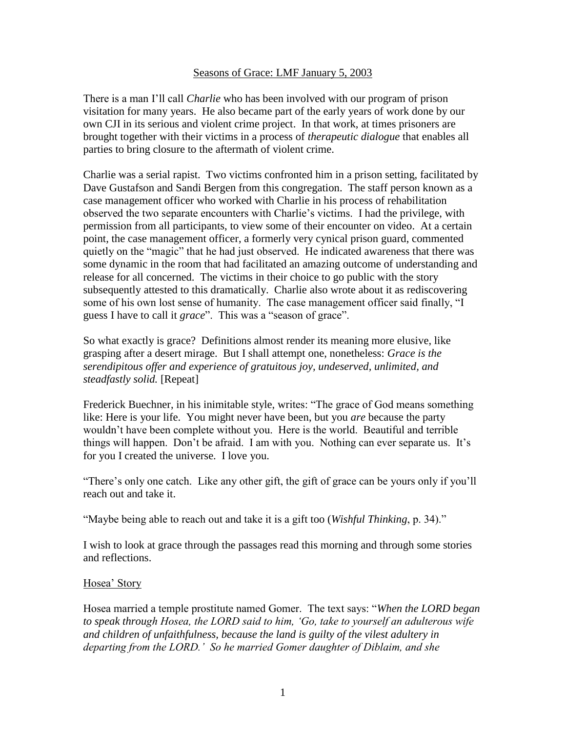## Seasons of Grace: LMF January 5, 2003

There is a man I'll call *Charlie* who has been involved with our program of prison visitation for many years. He also became part of the early years of work done by our own CJI in its serious and violent crime project. In that work, at times prisoners are brought together with their victims in a process of *therapeutic dialogue* that enables all parties to bring closure to the aftermath of violent crime.

Charlie was a serial rapist. Two victims confronted him in a prison setting, facilitated by Dave Gustafson and Sandi Bergen from this congregation. The staff person known as a case management officer who worked with Charlie in his process of rehabilitation observed the two separate encounters with Charlie's victims. I had the privilege, with permission from all participants, to view some of their encounter on video. At a certain point, the case management officer, a formerly very cynical prison guard, commented quietly on the "magic" that he had just observed. He indicated awareness that there was some dynamic in the room that had facilitated an amazing outcome of understanding and release for all concerned. The victims in their choice to go public with the story subsequently attested to this dramatically. Charlie also wrote about it as rediscovering some of his own lost sense of humanity. The case management officer said finally, "I guess I have to call it *grace*". This was a "season of grace".

So what exactly is grace? Definitions almost render its meaning more elusive, like grasping after a desert mirage. But I shall attempt one, nonetheless: *Grace is the serendipitous offer and experience of gratuitous joy, undeserved, unlimited, and steadfastly solid.* [Repeat]

Frederick Buechner, in his inimitable style, writes: "The grace of God means something like: Here is your life. You might never have been, but you *are* because the party wouldn't have been complete without you. Here is the world. Beautiful and terrible things will happen. Don't be afraid. I am with you. Nothing can ever separate us. It's for you I created the universe. I love you.

"There's only one catch. Like any other gift, the gift of grace can be yours only if you'll reach out and take it.

"Maybe being able to reach out and take it is a gift too (*Wishful Thinking*, p. 34)."

I wish to look at grace through the passages read this morning and through some stories and reflections.

### Hosea' Story

Hosea married a temple prostitute named Gomer. The text says: "*When the LORD began to speak through Hosea, the LORD said to him, 'Go, take to yourself an adulterous wife and children of unfaithfulness, because the land is guilty of the vilest adultery in departing from the LORD.' So he married Gomer daughter of Diblaim, and she*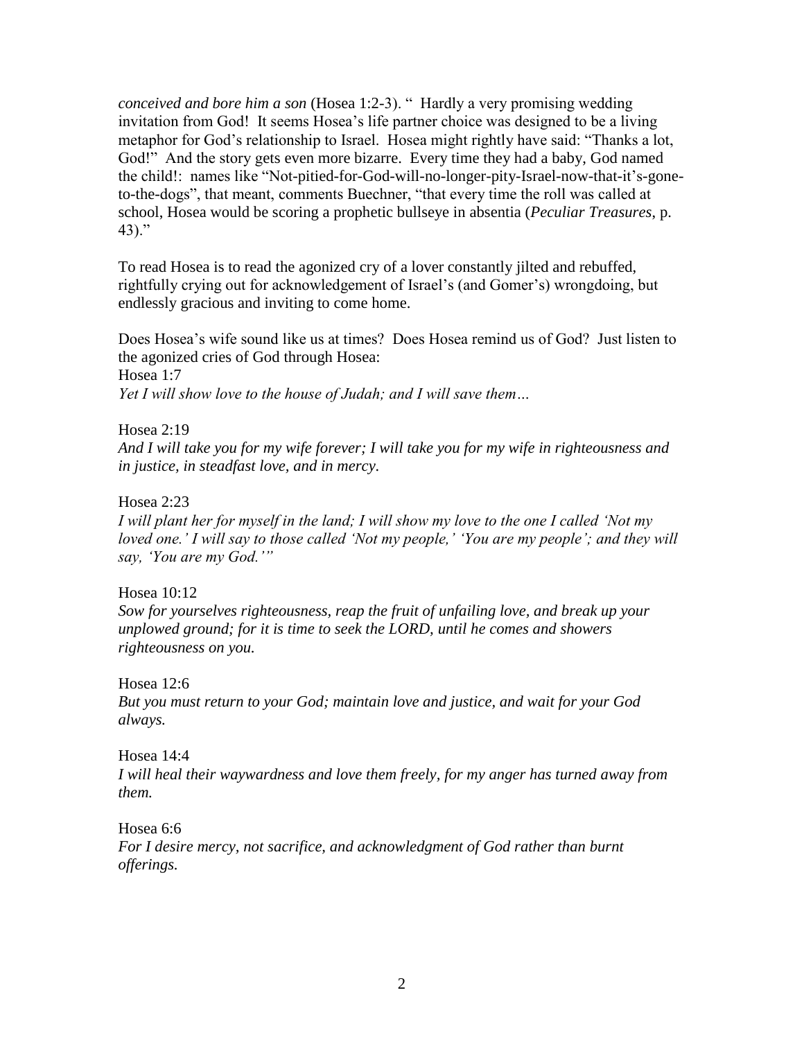*conceived and bore him a son* (Hosea 1:2-3). " Hardly a very promising wedding invitation from God! It seems Hosea's life partner choice was designed to be a living metaphor for God's relationship to Israel. Hosea might rightly have said: "Thanks a lot, God!" And the story gets even more bizarre. Every time they had a baby, God named the child!: names like "Not-pitied-for-God-will-no-longer-pity-Israel-now-that-it's-gone-to-the-dogs", that meant, comments Buechner, "that every time the roll was called at school, Hosea would be scoring a prophetic bullseye in absentia (*Peculiar Treasures*, p. 43)."

To read Hosea is to read the agonized cry of a lover constantly jilted and rebuffed, rightfully crying out for acknowledgement of Israel's (and Gomer's) wrongdoing, but endlessly gracious and inviting to come home.

Does Hosea's wife sound like us at times? Does Hosea remind us of God? Just listen to the agonized cries of God through Hosea:

Hosea 1:7
*Yet I will show love to the house of Judah; and I will save them…*

Hosea 2:19
*And I will take you for my wife forever; I will take you for my wife in righteousness and in justice, in steadfast love, and in mercy.*

Hosea 2:23
*I will plant her for myself in the land; I will show my love to the one I called 'Not my loved one.' I will say to those called 'Not my people,' 'You are my people'; and they will say, 'You are my God.'"*

Hosea 10:12
*Sow for yourselves righteousness, reap the fruit of unfailing love, and break up your unplowed ground; for it is time to seek the LORD, until he comes and showers righteousness on you.*

Hosea 12:6
*But you must return to your God; maintain love and justice, and wait for your God always.*

Hosea 14:4
*I will heal their waywardness and love them freely, for my anger has turned away from them.*

Hosea 6:6
*For I desire mercy, not sacrifice, and acknowledgment of God rather than burnt offerings.*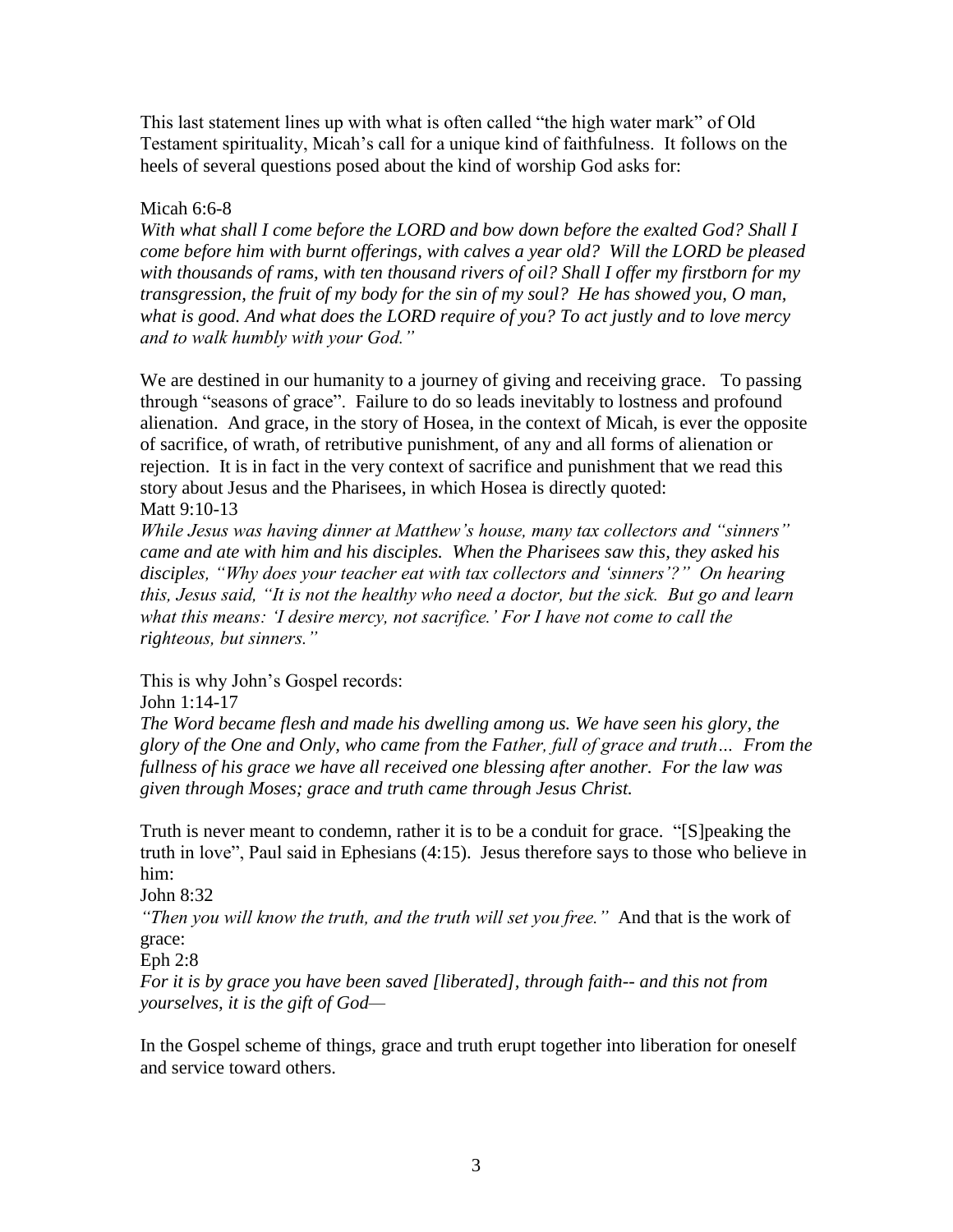This last statement lines up with what is often called "the high water mark" of Old Testament spirituality, Micah's call for a unique kind of faithfulness. It follows on the heels of several questions posed about the kind of worship God asks for:

Micah 6:6-8
*With what shall I come before the LORD and bow down before the exalted God? Shall I come before him with burnt offerings, with calves a year old? Will the LORD be pleased with thousands of rams, with ten thousand rivers of oil? Shall I offer my firstborn for my transgression, the fruit of my body for the sin of my soul? He has showed you, O man, what is good. And what does the LORD require of you? To act justly and to love mercy and to walk humbly with your God."*

We are destined in our humanity to a journey of giving and receiving grace. To passing through "seasons of grace". Failure to do so leads inevitably to lostness and profound alienation. And grace, in the story of Hosea, in the context of Micah, is ever the opposite of sacrifice, of wrath, of retributive punishment, of any and all forms of alienation or rejection. It is in fact in the very context of sacrifice and punishment that we read this story about Jesus and the Pharisees, in which Hosea is directly quoted:
Matt 9:10-13
*While Jesus was having dinner at Matthew's house, many tax collectors and "sinners" came and ate with him and his disciples. When the Pharisees saw this, they asked his disciples, "Why does your teacher eat with tax collectors and 'sinners'?" On hearing this, Jesus said, "It is not the healthy who need a doctor, but the sick. But go and learn what this means: 'I desire mercy, not sacrifice.' For I have not come to call the righteous, but sinners."*

This is why John's Gospel records:
John 1:14-17
*The Word became flesh and made his dwelling among us. We have seen his glory, the glory of the One and Only, who came from the Father, full of grace and truth… From the fullness of his grace we have all received one blessing after another. For the law was given through Moses; grace and truth came through Jesus Christ.*

Truth is never meant to condemn, rather it is to be a conduit for grace. "[S]peaking the truth in love", Paul said in Ephesians (4:15). Jesus therefore says to those who believe in him:
John 8:32
*"Then you will know the truth, and the truth will set you free."* And that is the work of grace:
Eph 2:8
*For it is by grace you have been saved [liberated], through faith-- and this not from yourselves, it is the gift of God—*

In the Gospel scheme of things, grace and truth erupt together into liberation for oneself and service toward others.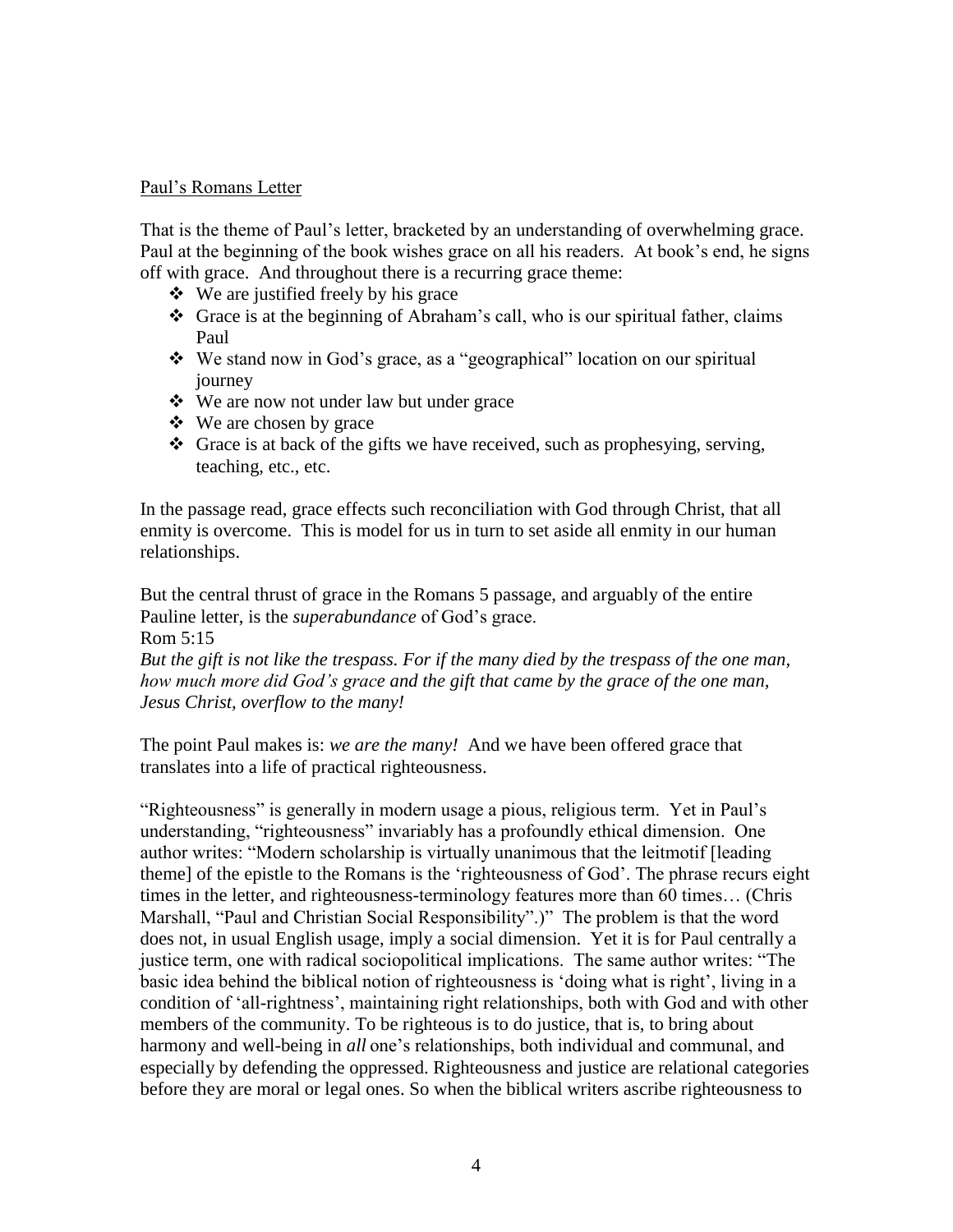Paul's Romans Letter

That is the theme of Paul's letter, bracketed by an understanding of overwhelming grace. Paul at the beginning of the book wishes grace on all his readers. At book's end, he signs off with grace. And throughout there is a recurring grace theme:

- We are justified freely by his grace
- Grace is at the beginning of Abraham's call, who is our spiritual father, claims Paul
- We stand now in God's grace, as a "geographical" location on our spiritual journey
- We are now not under law but under grace
- We are chosen by grace
- Grace is at back of the gifts we have received, such as prophesying, serving, teaching, etc., etc.

In the passage read, grace effects such reconciliation with God through Christ, that all enmity is overcome. This is model for us in turn to set aside all enmity in our human relationships.

But the central thrust of grace in the Romans 5 passage, and arguably of the entire Pauline letter, is the *superabundance* of God's grace.
Rom 5:15
*But the gift is not like the trespass. For if the many died by the trespass of the one man, how much more did God's grace and the gift that came by the grace of the one man, Jesus Christ, overflow to the many!*

The point Paul makes is: *we are the many!* And we have been offered grace that translates into a life of practical righteousness.

"Righteousness" is generally in modern usage a pious, religious term. Yet in Paul's understanding, "righteousness" invariably has a profoundly ethical dimension. One author writes: "Modern scholarship is virtually unanimous that the leitmotif [leading theme] of the epistle to the Romans is the 'righteousness of God'. The phrase recurs eight times in the letter, and righteousness-terminology features more than 60 times… (Chris Marshall, "Paul and Christian Social Responsibility".)" The problem is that the word does not, in usual English usage, imply a social dimension. Yet it is for Paul centrally a justice term, one with radical sociopolitical implications. The same author writes: "The basic idea behind the biblical notion of righteousness is 'doing what is right', living in a condition of 'all-rightness', maintaining right relationships, both with God and with other members of the community. To be righteous is to do justice, that is, to bring about harmony and well-being in *all* one's relationships, both individual and communal, and especially by defending the oppressed. Righteousness and justice are relational categories before they are moral or legal ones. So when the biblical writers ascribe righteousness to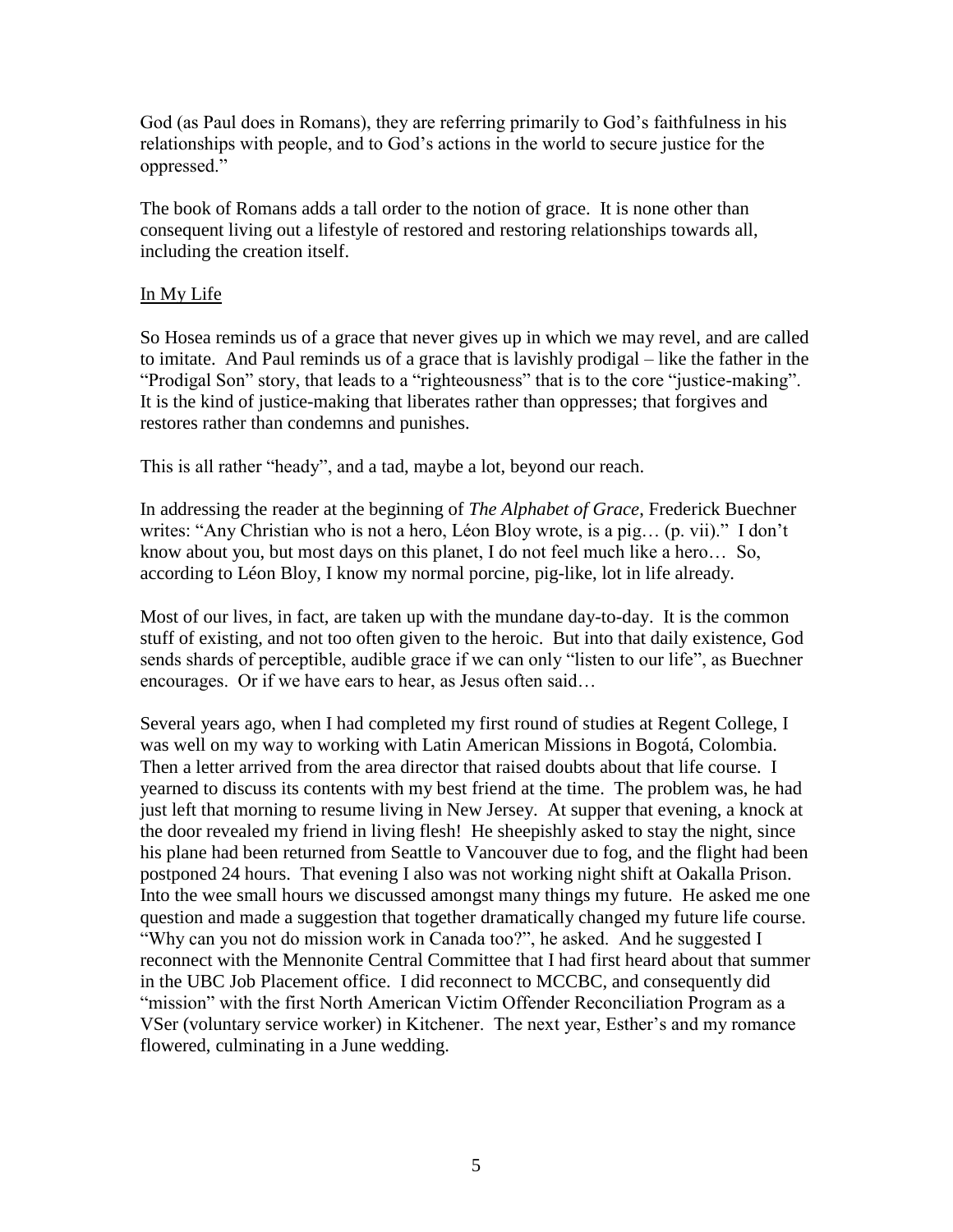God (as Paul does in Romans), they are referring primarily to God's faithfulness in his relationships with people, and to God's actions in the world to secure justice for the oppressed."

The book of Romans adds a tall order to the notion of grace. It is none other than consequent living out a lifestyle of restored and restoring relationships towards all, including the creation itself.

<u>In My Life</u>

So Hosea reminds us of a grace that never gives up in which we may revel, and are called to imitate. And Paul reminds us of a grace that is lavishly prodigal – like the father in the "Prodigal Son" story, that leads to a "righteousness" that is to the core "justice-making". It is the kind of justice-making that liberates rather than oppresses; that forgives and restores rather than condemns and punishes.

This is all rather "heady", and a tad, maybe a lot, beyond our reach.

In addressing the reader at the beginning of *The Alphabet of Grace*, Frederick Buechner writes: "Any Christian who is not a hero, Léon Bloy wrote, is a pig… (p. vii)." I don't know about you, but most days on this planet, I do not feel much like a hero… So, according to Léon Bloy, I know my normal porcine, pig-like, lot in life already.

Most of our lives, in fact, are taken up with the mundane day-to-day. It is the common stuff of existing, and not too often given to the heroic. But into that daily existence, God sends shards of perceptible, audible grace if we can only "listen to our life", as Buechner encourages. Or if we have ears to hear, as Jesus often said…

Several years ago, when I had completed my first round of studies at Regent College, I was well on my way to working with Latin American Missions in Bogotá, Colombia. Then a letter arrived from the area director that raised doubts about that life course. I yearned to discuss its contents with my best friend at the time. The problem was, he had just left that morning to resume living in New Jersey. At supper that evening, a knock at the door revealed my friend in living flesh! He sheepishly asked to stay the night, since his plane had been returned from Seattle to Vancouver due to fog, and the flight had been postponed 24 hours. That evening I also was not working night shift at Oakalla Prison. Into the wee small hours we discussed amongst many things my future. He asked me one question and made a suggestion that together dramatically changed my future life course. "Why can you not do mission work in Canada too?", he asked. And he suggested I reconnect with the Mennonite Central Committee that I had first heard about that summer in the UBC Job Placement office. I did reconnect to MCCBC, and consequently did "mission" with the first North American Victim Offender Reconciliation Program as a VSer (voluntary service worker) in Kitchener. The next year, Esther's and my romance flowered, culminating in a June wedding.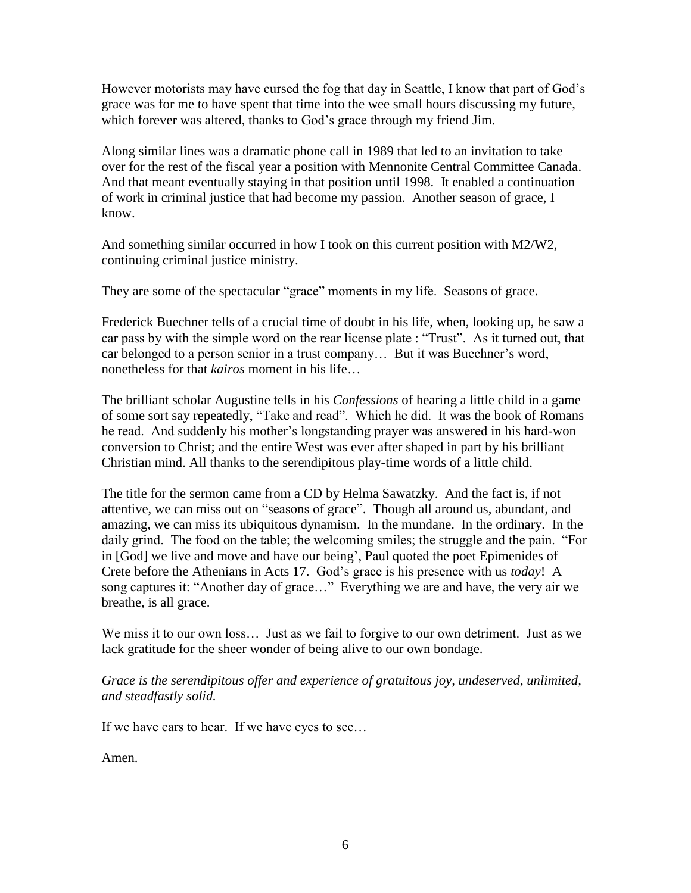However motorists may have cursed the fog that day in Seattle, I know that part of God's grace was for me to have spent that time into the wee small hours discussing my future, which forever was altered, thanks to God's grace through my friend Jim.

Along similar lines was a dramatic phone call in 1989 that led to an invitation to take over for the rest of the fiscal year a position with Mennonite Central Committee Canada. And that meant eventually staying in that position until 1998. It enabled a continuation of work in criminal justice that had become my passion. Another season of grace, I know.

And something similar occurred in how I took on this current position with M2/W2, continuing criminal justice ministry.

They are some of the spectacular "grace" moments in my life. Seasons of grace.

Frederick Buechner tells of a crucial time of doubt in his life, when, looking up, he saw a car pass by with the simple word on the rear license plate : "Trust". As it turned out, that car belonged to a person senior in a trust company… But it was Buechner's word, nonetheless for that *kairos* moment in his life…

The brilliant scholar Augustine tells in his *Confessions* of hearing a little child in a game of some sort say repeatedly, "Take and read". Which he did. It was the book of Romans he read. And suddenly his mother's longstanding prayer was answered in his hard-won conversion to Christ; and the entire West was ever after shaped in part by his brilliant Christian mind. All thanks to the serendipitous play-time words of a little child.

The title for the sermon came from a CD by Helma Sawatzky. And the fact is, if not attentive, we can miss out on "seasons of grace". Though all around us, abundant, and amazing, we can miss its ubiquitous dynamism. In the mundane. In the ordinary. In the daily grind. The food on the table; the welcoming smiles; the struggle and the pain. "For in [God] we live and move and have our being', Paul quoted the poet Epimenides of Crete before the Athenians in Acts 17. God's grace is his presence with us *today*! A song captures it: "Another day of grace…" Everything we are and have, the very air we breathe, is all grace.

We miss it to our own loss… Just as we fail to forgive to our own detriment. Just as we lack gratitude for the sheer wonder of being alive to our own bondage.

*Grace is the serendipitous offer and experience of gratuitous joy, undeserved, unlimited, and steadfastly solid.*

If we have ears to hear. If we have eyes to see…

Amen.